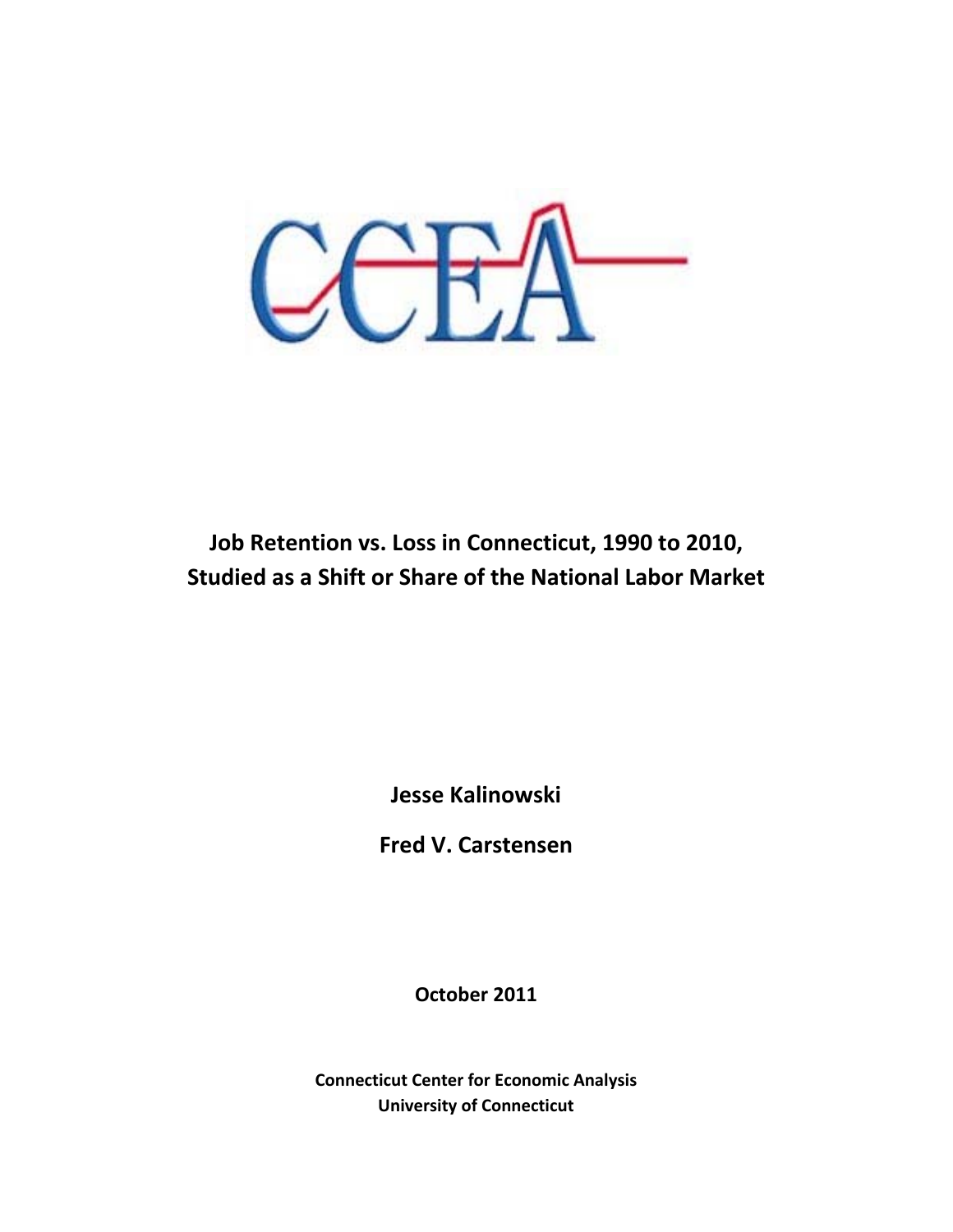CCEA

# Job Retention vs. Loss in Connecticut, 1990 to 2010, Studied as a Shift or Share of the National Labor Market

**Jesse Kalinowski**

**Fred V. Carstensen**

**October 2011**

**Connecticut Center for Economic Analysis**
**University of Connecticut**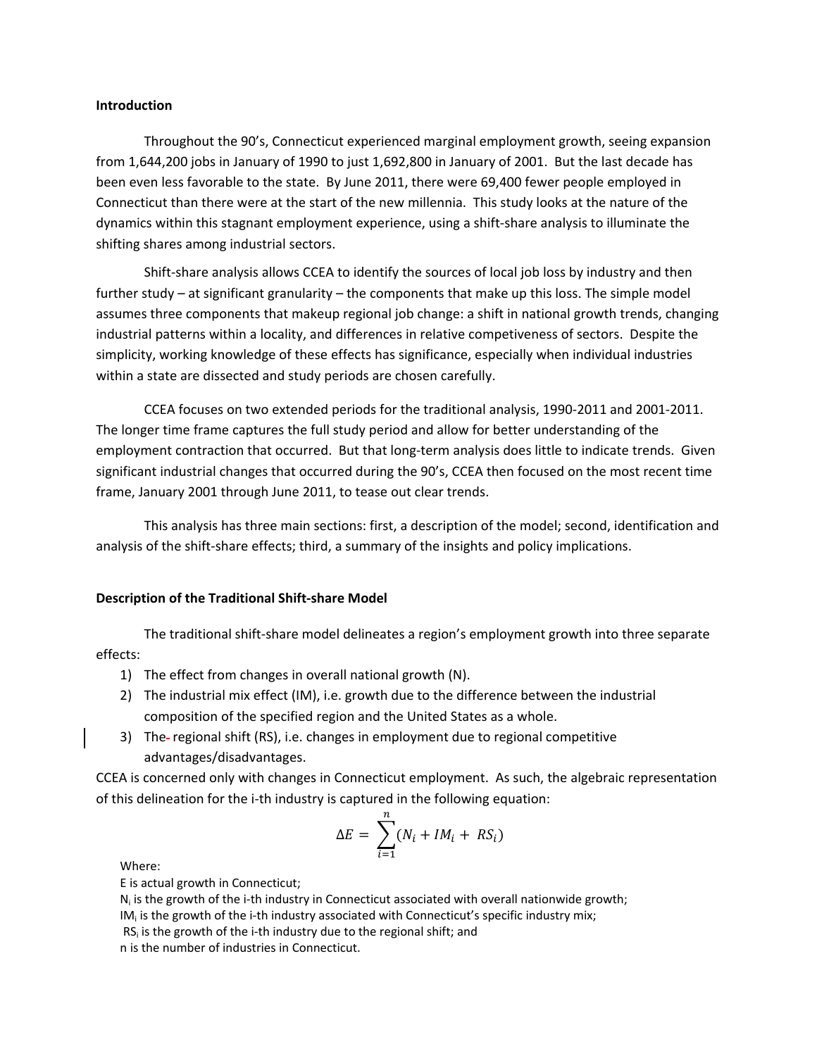**Introduction**

Throughout the 90's, Connecticut experienced marginal employment growth, seeing expansion from 1,644,200 jobs in January of 1990 to just 1,692,800 in January of 2001. But the last decade has been even less favorable to the state. By June 2011, there were 69,400 fewer people employed in Connecticut than there were at the start of the new millennia. This study looks at the nature of the dynamics within this stagnant employment experience, using a shift-share analysis to illuminate the shifting shares among industrial sectors.

Shift-share analysis allows CCEA to identify the sources of local job loss by industry and then further study – at significant granularity – the components that make up this loss. The simple model assumes three components that makeup regional job change: a shift in national growth trends, changing industrial patterns within a locality, and differences in relative competiveness of sectors. Despite the simplicity, working knowledge of these effects has significance, especially when individual industries within a state are dissected and study periods are chosen carefully.

CCEA focuses on two extended periods for the traditional analysis, 1990-2011 and 2001-2011. The longer time frame captures the full study period and allow for better understanding of the employment contraction that occurred. But that long-term analysis does little to indicate trends. Given significant industrial changes that occurred during the 90's, CCEA then focused on the most recent time frame, January 2001 through June 2011, to tease out clear trends.

This analysis has three main sections: first, a description of the model; second, identification and analysis of the shift-share effects; third, a summary of the insights and policy implications.

**Description of the Traditional Shift-share Model**

The traditional shift-share model delineates a region's employment growth into three separate effects:

1) The effect from changes in overall national growth (N).
2) The industrial mix effect (IM), i.e. growth due to the difference between the industrial composition of the specified region and the United States as a whole.
3) The regional shift (RS), i.e. changes in employment due to regional competitive advantages/disadvantages.

CCEA is concerned only with changes in Connecticut employment. As such, the algebraic representation of this delineation for the i-th industry is captured in the following equation:

$$\Delta E = \sum_{i=1}^{n} (N_i + IM_i + RS_i)$$

Where:
E is actual growth in Connecticut;
$N_i$ is the growth of the i-th industry in Connecticut associated with overall nationwide growth;
$IM_i$ is the growth of the i-th industry associated with Connecticut's specific industry mix;
$RS_i$ is the growth of the i-th industry due to the regional shift; and
n is the number of industries in Connecticut.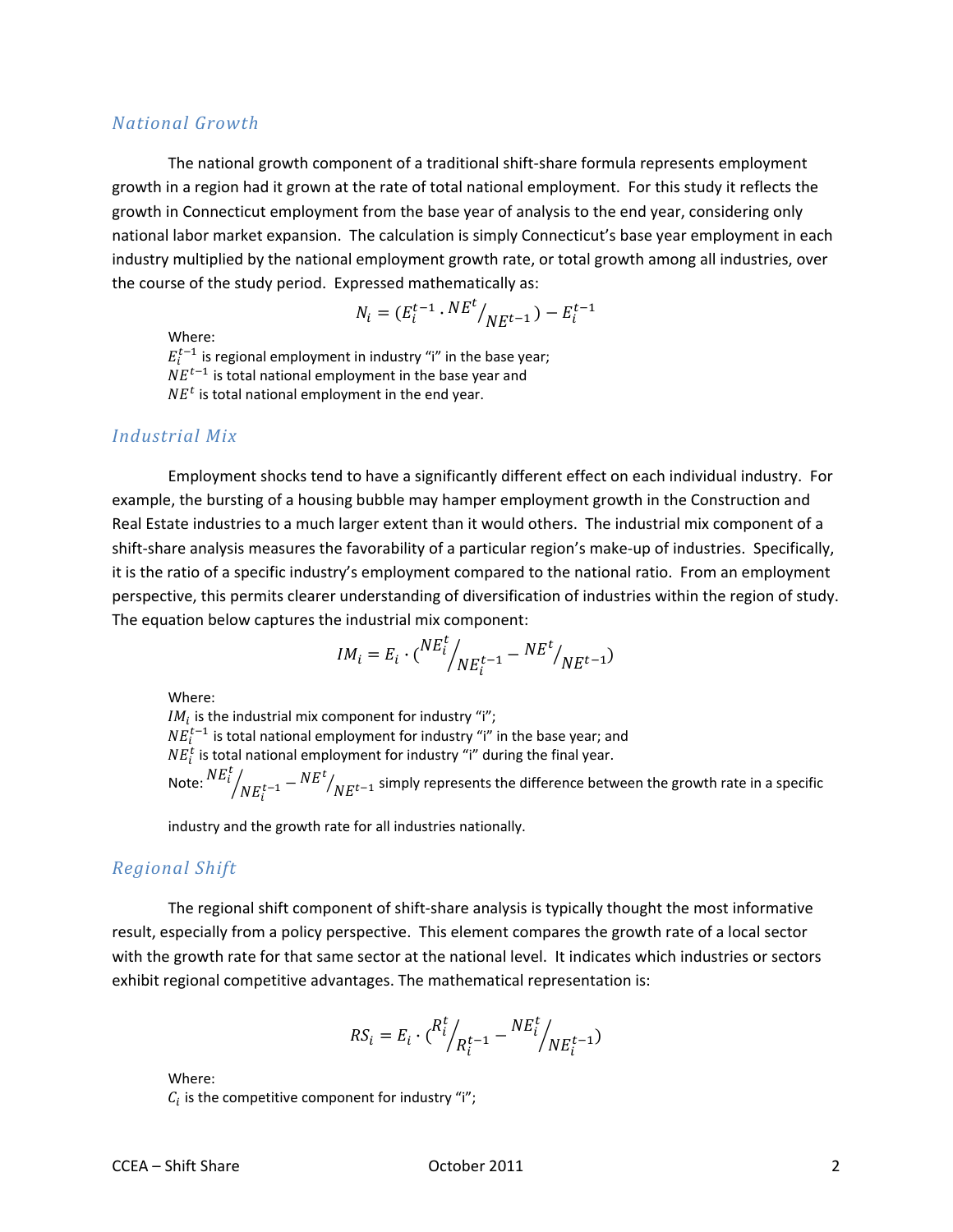## *National Growth*

The national growth component of a traditional shift-share formula represents employment growth in a region had it grown at the rate of total national employment. For this study it reflects the growth in Connecticut employment from the base year of analysis to the end year, considering only national labor market expansion. The calculation is simply Connecticut's base year employment in each industry multiplied by the national employment growth rate, or total growth among all industries, over the course of the study period. Expressed mathematically as:

$$N_i = (E_i^{t-1} \,.\, {NE^t}/{NE^{t-1}}) - E_i^{t-1}$$

Where:
$E_i^{t-1}$ is regional employment in industry "i" in the base year;
$NE^{t-1}$ is total national employment in the base year and
$NE^t$ is total national employment in the end year.

## *Industrial Mix*

Employment shocks tend to have a significantly different effect on each individual industry. For example, the bursting of a housing bubble may hamper employment growth in the Construction and Real Estate industries to a much larger extent than it would others. The industrial mix component of a shift-share analysis measures the favorability of a particular region's make-up of industries. Specifically, it is the ratio of a specific industry's employment compared to the national ratio. From an employment perspective, this permits clearer understanding of diversification of industries within the region of study. The equation below captures the industrial mix component:

$$IM_i = E_i \cdot ({NE_i^t}/{NE_i^{t-1}} - {NE^t}/{NE^{t-1}})$$

Where:
$IM_i$ is the industrial mix component for industry "i";
$NE_i^{t-1}$ is total national employment for industry "i" in the base year; and
$NE_i^t$ is total national employment for industry "i" during the final year.
Note: ${NE_i^t}/{NE_i^{t-1}} - {NE^t}/{NE^{t-1}}$ simply represents the difference between the growth rate in a specific industry and the growth rate for all industries nationally.

## *Regional Shift*

The regional shift component of shift-share analysis is typically thought the most informative result, especially from a policy perspective. This element compares the growth rate of a local sector with the growth rate for that same sector at the national level. It indicates which industries or sectors exhibit regional competitive advantages. The mathematical representation is:

$$RS_i = E_i \cdot ({R_i^t}/{R_i^{t-1}} - {NE_i^t}/{NE_i^{t-1}})$$

Where:
$C_i$ is the competitive component for industry "i";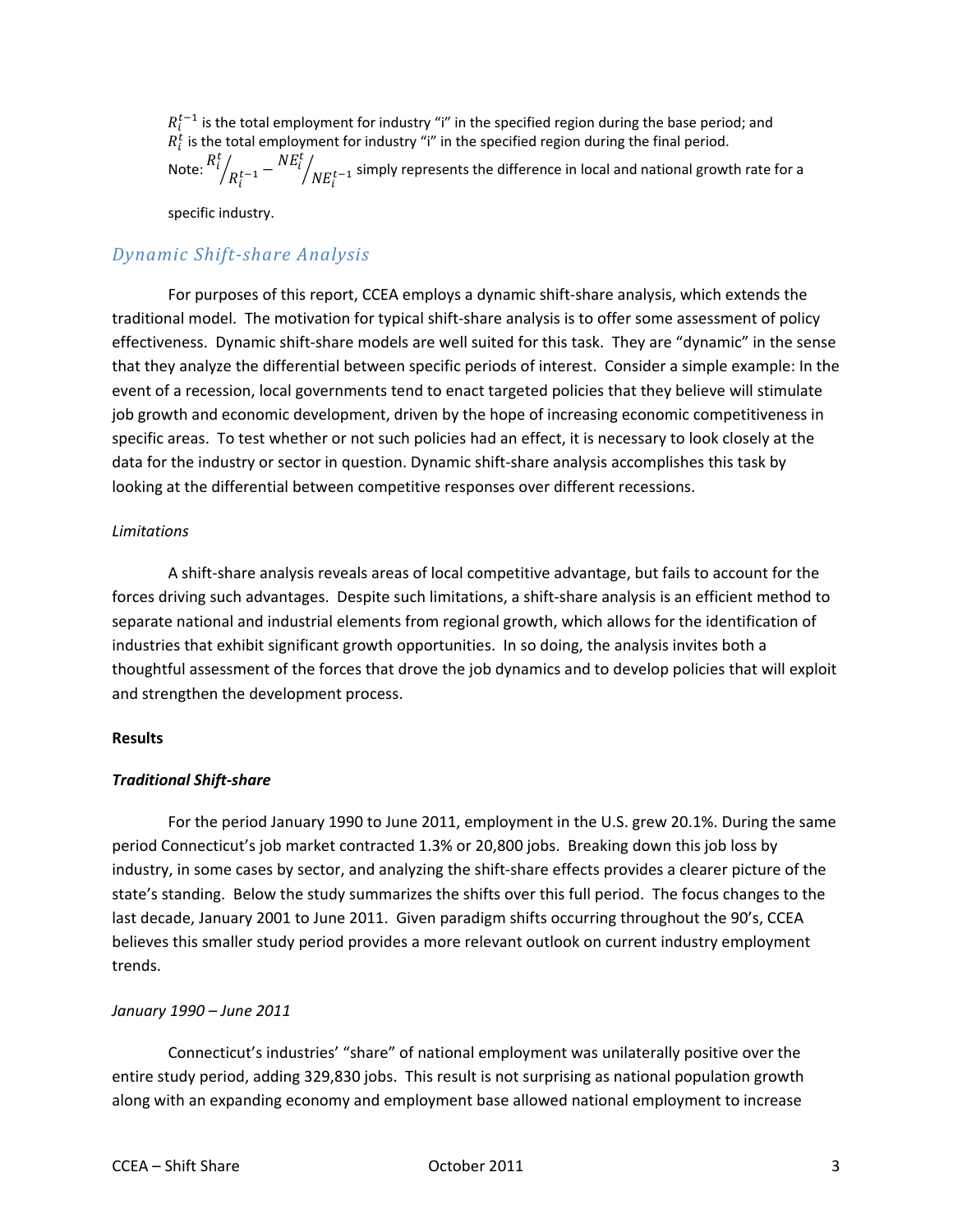$R_i^{t-1}$ is the total employment for industry "i" in the specified region during the base period; and
$R_i^t$ is the total employment for industry "i" in the specified region during the final period.
Note: $R_i^t / R_i^{t-1} - NE_i^t / NE_i^{t-1}$ simply represents the difference in local and national growth rate for a specific industry.

## *Dynamic Shift-share Analysis*

For purposes of this report, CCEA employs a dynamic shift-share analysis, which extends the traditional model. The motivation for typical shift-share analysis is to offer some assessment of policy effectiveness. Dynamic shift-share models are well suited for this task. They are "dynamic" in the sense that they analyze the differential between specific periods of interest. Consider a simple example: In the event of a recession, local governments tend to enact targeted policies that they believe will stimulate job growth and economic development, driven by the hope of increasing economic competitiveness in specific areas. To test whether or not such policies had an effect, it is necessary to look closely at the data for the industry or sector in question. Dynamic shift-share analysis accomplishes this task by looking at the differential between competitive responses over different recessions.

*Limitations*

A shift-share analysis reveals areas of local competitive advantage, but fails to account for the forces driving such advantages. Despite such limitations, a shift-share analysis is an efficient method to separate national and industrial elements from regional growth, which allows for the identification of industries that exhibit significant growth opportunities. In so doing, the analysis invites both a thoughtful assessment of the forces that drove the job dynamics and to develop policies that will exploit and strengthen the development process.

**Results**

***Traditional Shift-share***

For the period January 1990 to June 2011, employment in the U.S. grew 20.1%. During the same period Connecticut's job market contracted 1.3% or 20,800 jobs. Breaking down this job loss by industry, in some cases by sector, and analyzing the shift-share effects provides a clearer picture of the state's standing. Below the study summarizes the shifts over this full period. The focus changes to the last decade, January 2001 to June 2011. Given paradigm shifts occurring throughout the 90's, CCEA believes this smaller study period provides a more relevant outlook on current industry employment trends.

*January 1990 – June 2011*

Connecticut's industries' "share" of national employment was unilaterally positive over the entire study period, adding 329,830 jobs. This result is not surprising as national population growth along with an expanding economy and employment base allowed national employment to increase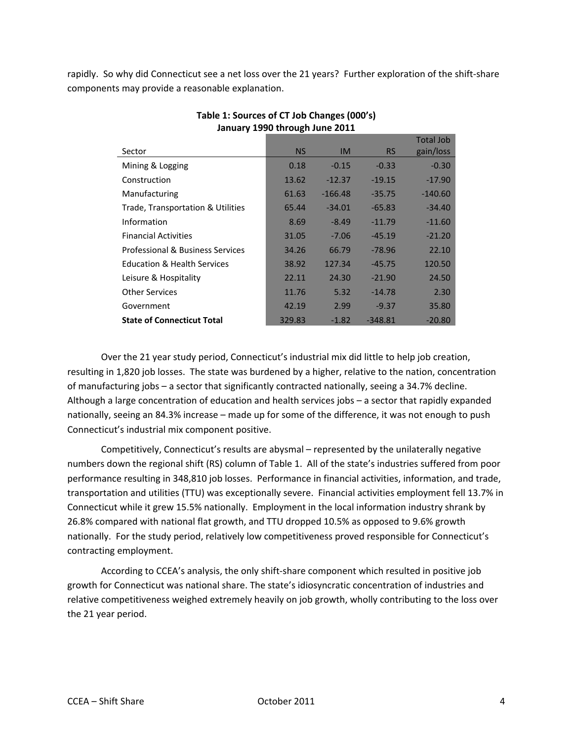rapidly. So why did Connecticut see a net loss over the 21 years? Further exploration of the shift-share components may provide a reasonable explanation.

**Table 1: Sources of CT Job Changes (000's)**
**January 1990 through June 2011**

| Sector | NS | IM | RS | Total Job gain/loss |
|---|---|---|---|---|
| Mining & Logging | 0.18 | -0.15 | -0.33 | -0.30 |
| Construction | 13.62 | -12.37 | -19.15 | -17.90 |
| Manufacturing | 61.63 | -166.48 | -35.75 | -140.60 |
| Trade, Transportation & Utilities | 65.44 | -34.01 | -65.83 | -34.40 |
| Information | 8.69 | -8.49 | -11.79 | -11.60 |
| Financial Activities | 31.05 | -7.06 | -45.19 | -21.20 |
| Professional & Business Services | 34.26 | 66.79 | -78.96 | 22.10 |
| Education & Health Services | 38.92 | 127.34 | -45.75 | 120.50 |
| Leisure & Hospitality | 22.11 | 24.30 | -21.90 | 24.50 |
| Other Services | 11.76 | 5.32 | -14.78 | 2.30 |
| Government | 42.19 | 2.99 | -9.37 | 35.80 |
| **State of Connecticut Total** | 329.83 | -1.82 | -348.81 | -20.80 |

Over the 21 year study period, Connecticut's industrial mix did little to help job creation, resulting in 1,820 job losses. The state was burdened by a higher, relative to the nation, concentration of manufacturing jobs – a sector that significantly contracted nationally, seeing a 34.7% decline. Although a large concentration of education and health services jobs – a sector that rapidly expanded nationally, seeing an 84.3% increase – made up for some of the difference, it was not enough to push Connecticut's industrial mix component positive.

Competitively, Connecticut's results are abysmal – represented by the unilaterally negative numbers down the regional shift (RS) column of Table 1. All of the state's industries suffered from poor performance resulting in 348,810 job losses. Performance in financial activities, information, and trade, transportation and utilities (TTU) was exceptionally severe. Financial activities employment fell 13.7% in Connecticut while it grew 15.5% nationally. Employment in the local information industry shrank by 26.8% compared with national flat growth, and TTU dropped 10.5% as opposed to 9.6% growth nationally. For the study period, relatively low competitiveness proved responsible for Connecticut's contracting employment.

According to CCEA's analysis, the only shift-share component which resulted in positive job growth for Connecticut was national share. The state's idiosyncratic concentration of industries and relative competitiveness weighed extremely heavily on job growth, wholly contributing to the loss over the 21 year period.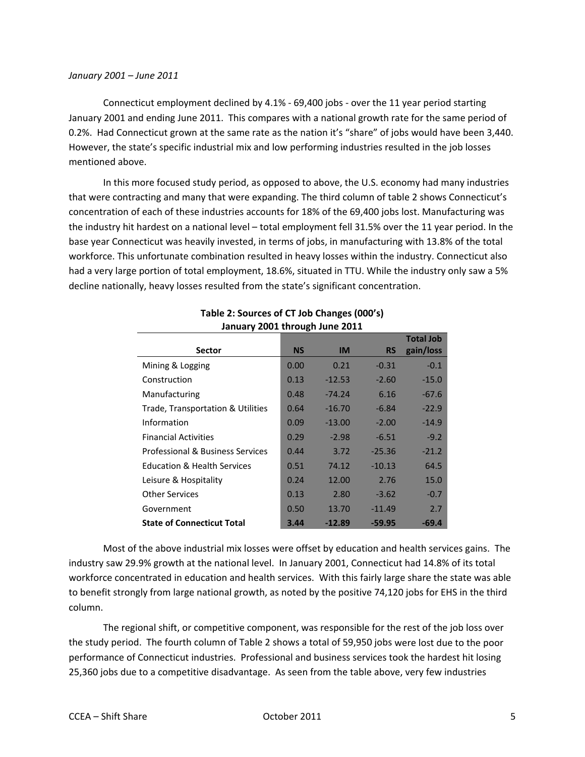*January 2001 – June 2011*

Connecticut employment declined by 4.1% - 69,400 jobs - over the 11 year period starting January 2001 and ending June 2011. This compares with a national growth rate for the same period of 0.2%. Had Connecticut grown at the same rate as the nation it's "share" of jobs would have been 3,440. However, the state's specific industrial mix and low performing industries resulted in the job losses mentioned above.

In this more focused study period, as opposed to above, the U.S. economy had many industries that were contracting and many that were expanding. The third column of table 2 shows Connecticut's concentration of each of these industries accounts for 18% of the 69,400 jobs lost. Manufacturing was the industry hit hardest on a national level – total employment fell 31.5% over the 11 year period. In the base year Connecticut was heavily invested, in terms of jobs, in manufacturing with 13.8% of the total workforce. This unfortunate combination resulted in heavy losses within the industry. Connecticut also had a very large portion of total employment, 18.6%, situated in TTU. While the industry only saw a 5% decline nationally, heavy losses resulted from the state's significant concentration.

**Table 2: Sources of CT Job Changes (000's)**
**January 2001 through June 2011**

| Sector | NS | IM | RS | Total Job gain/loss |
|---|---|---|---|---|
| Mining & Logging | 0.00 | 0.21 | -0.31 | -0.1 |
| Construction | 0.13 | -12.53 | -2.60 | -15.0 |
| Manufacturing | 0.48 | -74.24 | 6.16 | -67.6 |
| Trade, Transportation & Utilities | 0.64 | -16.70 | -6.84 | -22.9 |
| Information | 0.09 | -13.00 | -2.00 | -14.9 |
| Financial Activities | 0.29 | -2.98 | -6.51 | -9.2 |
| Professional & Business Services | 0.44 | 3.72 | -25.36 | -21.2 |
| Education & Health Services | 0.51 | 74.12 | -10.13 | 64.5 |
| Leisure & Hospitality | 0.24 | 12.00 | 2.76 | 15.0 |
| Other Services | 0.13 | 2.80 | -3.62 | -0.7 |
| Government | 0.50 | 13.70 | -11.49 | 2.7 |
| **State of Connecticut Total** | **3.44** | **-12.89** | **-59.95** | **-69.4** |

Most of the above industrial mix losses were offset by education and health services gains. The industry saw 29.9% growth at the national level. In January 2001, Connecticut had 14.8% of its total workforce concentrated in education and health services. With this fairly large share the state was able to benefit strongly from large national growth, as noted by the positive 74,120 jobs for EHS in the third column.

The regional shift, or competitive component, was responsible for the rest of the job loss over the study period. The fourth column of Table 2 shows a total of 59,950 jobs were lost due to the poor performance of Connecticut industries. Professional and business services took the hardest hit losing 25,360 jobs due to a competitive disadvantage. As seen from the table above, very few industries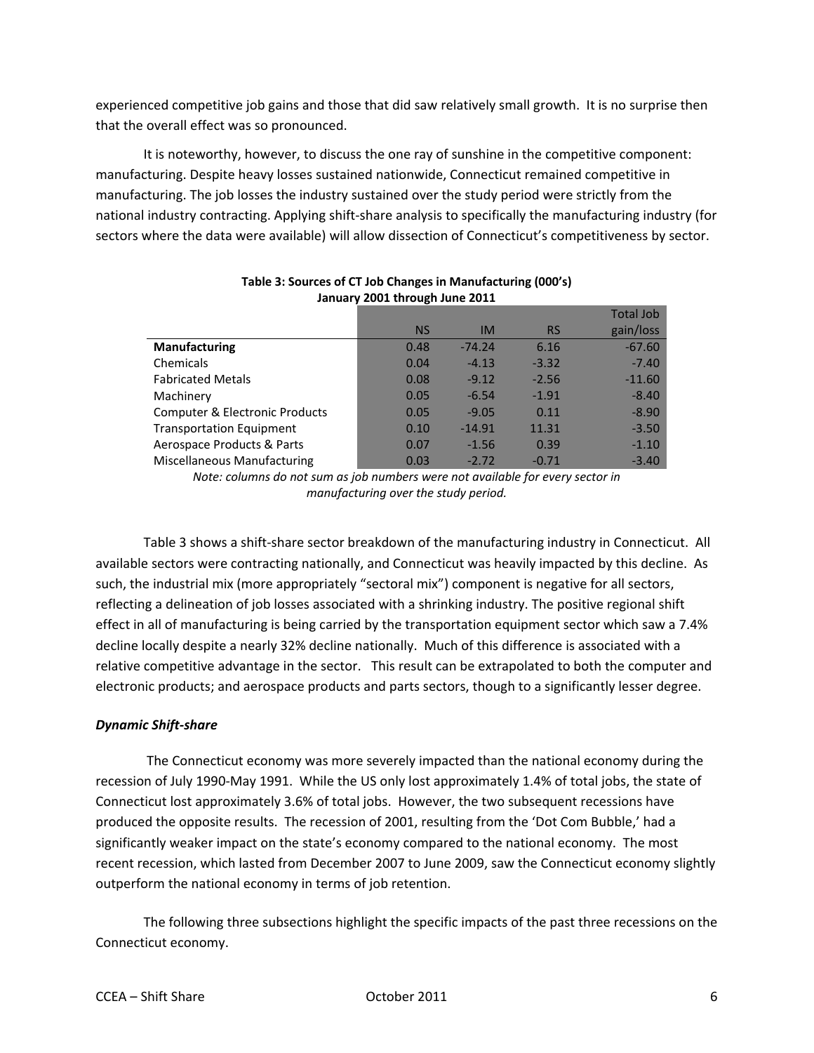experienced competitive job gains and those that did saw relatively small growth. It is no surprise then that the overall effect was so pronounced.

It is noteworthy, however, to discuss the one ray of sunshine in the competitive component: manufacturing. Despite heavy losses sustained nationwide, Connecticut remained competitive in manufacturing. The job losses the industry sustained over the study period were strictly from the national industry contracting. Applying shift-share analysis to specifically the manufacturing industry (for sectors where the data were available) will allow dissection of Connecticut's competitiveness by sector.

**Table 3: Sources of CT Job Changes in Manufacturing (000's)**
**January 2001 through June 2011**

| | NS | IM | RS | Total Job gain/loss |
|---|---|---|---|---|
| **Manufacturing** | 0.48 | -74.24 | 6.16 | -67.60 |
| Chemicals | 0.04 | -4.13 | -3.32 | -7.40 |
| Fabricated Metals | 0.08 | -9.12 | -2.56 | -11.60 |
| Machinery | 0.05 | -6.54 | -1.91 | -8.40 |
| Computer & Electronic Products | 0.05 | -9.05 | 0.11 | -8.90 |
| Transportation Equipment | 0.10 | -14.91 | 11.31 | -3.50 |
| Aerospace Products & Parts | 0.07 | -1.56 | 0.39 | -1.10 |
| Miscellaneous Manufacturing | 0.03 | -2.72 | -0.71 | -3.40 |

*Note: columns do not sum as job numbers were not available for every sector in manufacturing over the study period.*

Table 3 shows a shift-share sector breakdown of the manufacturing industry in Connecticut. All available sectors were contracting nationally, and Connecticut was heavily impacted by this decline. As such, the industrial mix (more appropriately "sectoral mix") component is negative for all sectors, reflecting a delineation of job losses associated with a shrinking industry. The positive regional shift effect in all of manufacturing is being carried by the transportation equipment sector which saw a 7.4% decline locally despite a nearly 32% decline nationally. Much of this difference is associated with a relative competitive advantage in the sector. This result can be extrapolated to both the computer and electronic products; and aerospace products and parts sectors, though to a significantly lesser degree.

### *Dynamic Shift-share*

The Connecticut economy was more severely impacted than the national economy during the recession of July 1990-May 1991. While the US only lost approximately 1.4% of total jobs, the state of Connecticut lost approximately 3.6% of total jobs. However, the two subsequent recessions have produced the opposite results. The recession of 2001, resulting from the 'Dot Com Bubble,' had a significantly weaker impact on the state's economy compared to the national economy. The most recent recession, which lasted from December 2007 to June 2009, saw the Connecticut economy slightly outperform the national economy in terms of job retention.

The following three subsections highlight the specific impacts of the past three recessions on the Connecticut economy.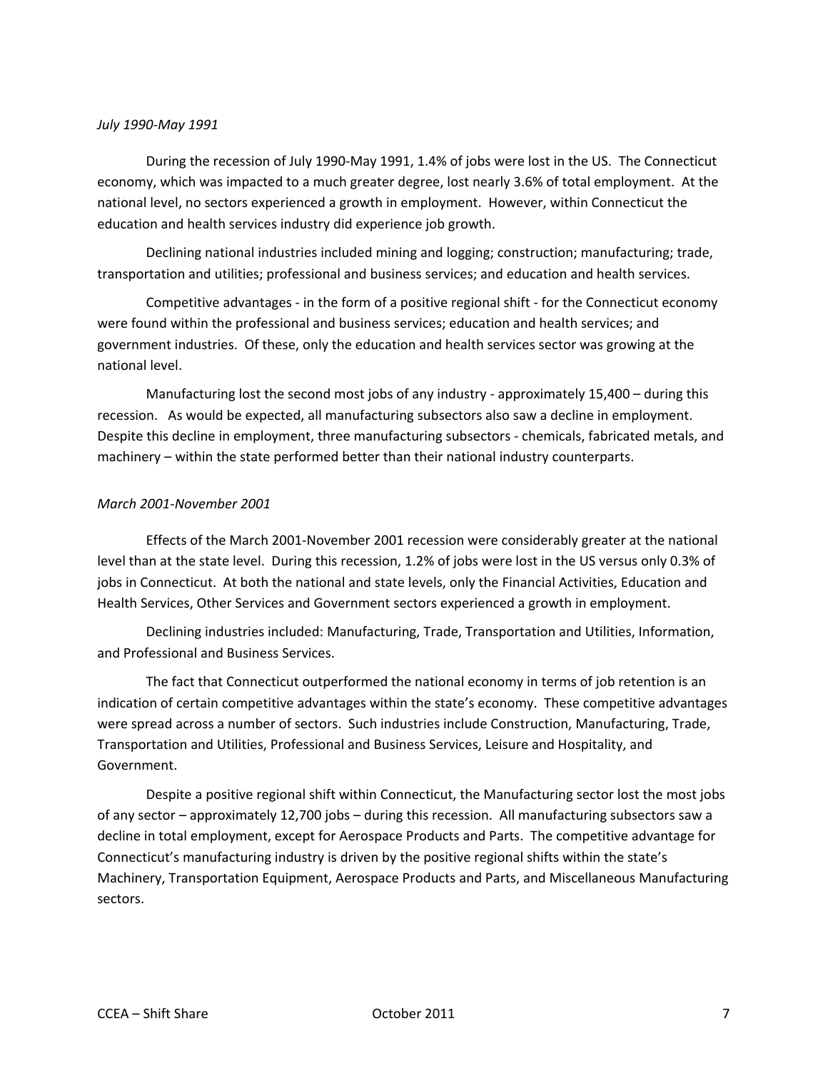*July 1990-May 1991*

During the recession of July 1990-May 1991, 1.4% of jobs were lost in the US. The Connecticut economy, which was impacted to a much greater degree, lost nearly 3.6% of total employment. At the national level, no sectors experienced a growth in employment. However, within Connecticut the education and health services industry did experience job growth.

Declining national industries included mining and logging; construction; manufacturing; trade, transportation and utilities; professional and business services; and education and health services.

Competitive advantages - in the form of a positive regional shift - for the Connecticut economy were found within the professional and business services; education and health services; and government industries. Of these, only the education and health services sector was growing at the national level.

Manufacturing lost the second most jobs of any industry - approximately 15,400 – during this recession. As would be expected, all manufacturing subsectors also saw a decline in employment. Despite this decline in employment, three manufacturing subsectors - chemicals, fabricated metals, and machinery – within the state performed better than their national industry counterparts.

*March 2001-November 2001*

Effects of the March 2001-November 2001 recession were considerably greater at the national level than at the state level. During this recession, 1.2% of jobs were lost in the US versus only 0.3% of jobs in Connecticut. At both the national and state levels, only the Financial Activities, Education and Health Services, Other Services and Government sectors experienced a growth in employment.

Declining industries included: Manufacturing, Trade, Transportation and Utilities, Information, and Professional and Business Services.

The fact that Connecticut outperformed the national economy in terms of job retention is an indication of certain competitive advantages within the state's economy. These competitive advantages were spread across a number of sectors. Such industries include Construction, Manufacturing, Trade, Transportation and Utilities, Professional and Business Services, Leisure and Hospitality, and Government.

Despite a positive regional shift within Connecticut, the Manufacturing sector lost the most jobs of any sector – approximately 12,700 jobs – during this recession. All manufacturing subsectors saw a decline in total employment, except for Aerospace Products and Parts. The competitive advantage for Connecticut's manufacturing industry is driven by the positive regional shifts within the state's Machinery, Transportation Equipment, Aerospace Products and Parts, and Miscellaneous Manufacturing sectors.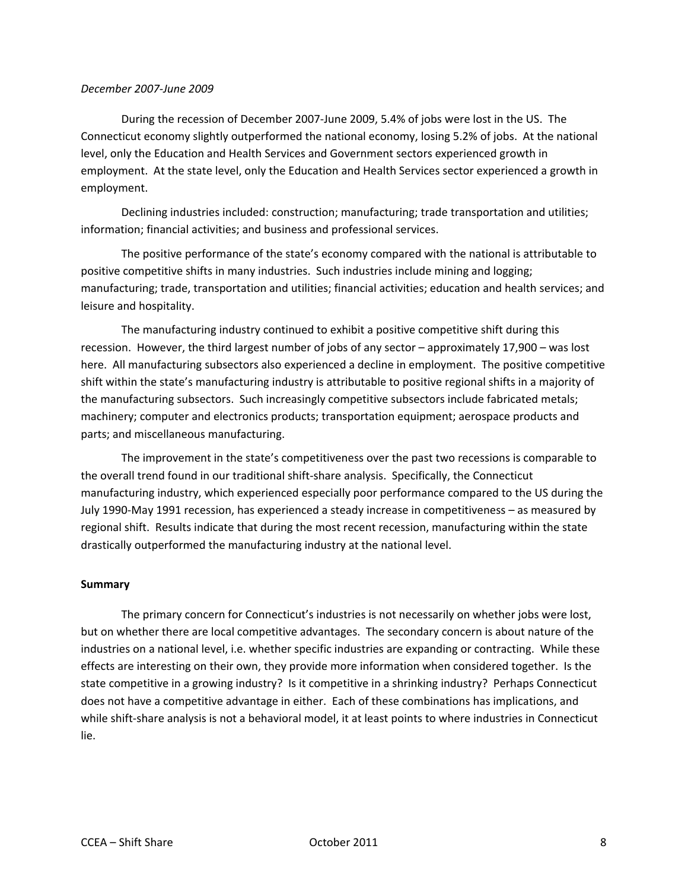*December 2007-June 2009*

During the recession of December 2007-June 2009, 5.4% of jobs were lost in the US. The Connecticut economy slightly outperformed the national economy, losing 5.2% of jobs. At the national level, only the Education and Health Services and Government sectors experienced growth in employment. At the state level, only the Education and Health Services sector experienced a growth in employment.

Declining industries included: construction; manufacturing; trade transportation and utilities; information; financial activities; and business and professional services.

The positive performance of the state's economy compared with the national is attributable to positive competitive shifts in many industries. Such industries include mining and logging; manufacturing; trade, transportation and utilities; financial activities; education and health services; and leisure and hospitality.

The manufacturing industry continued to exhibit a positive competitive shift during this recession. However, the third largest number of jobs of any sector – approximately 17,900 – was lost here. All manufacturing subsectors also experienced a decline in employment. The positive competitive shift within the state's manufacturing industry is attributable to positive regional shifts in a majority of the manufacturing subsectors. Such increasingly competitive subsectors include fabricated metals; machinery; computer and electronics products; transportation equipment; aerospace products and parts; and miscellaneous manufacturing.

The improvement in the state's competitiveness over the past two recessions is comparable to the overall trend found in our traditional shift-share analysis. Specifically, the Connecticut manufacturing industry, which experienced especially poor performance compared to the US during the July 1990-May 1991 recession, has experienced a steady increase in competitiveness – as measured by regional shift. Results indicate that during the most recent recession, manufacturing within the state drastically outperformed the manufacturing industry at the national level.

## Summary

The primary concern for Connecticut's industries is not necessarily on whether jobs were lost, but on whether there are local competitive advantages. The secondary concern is about nature of the industries on a national level, i.e. whether specific industries are expanding or contracting. While these effects are interesting on their own, they provide more information when considered together. Is the state competitive in a growing industry? Is it competitive in a shrinking industry? Perhaps Connecticut does not have a competitive advantage in either. Each of these combinations has implications, and while shift-share analysis is not a behavioral model, it at least points to where industries in Connecticut lie.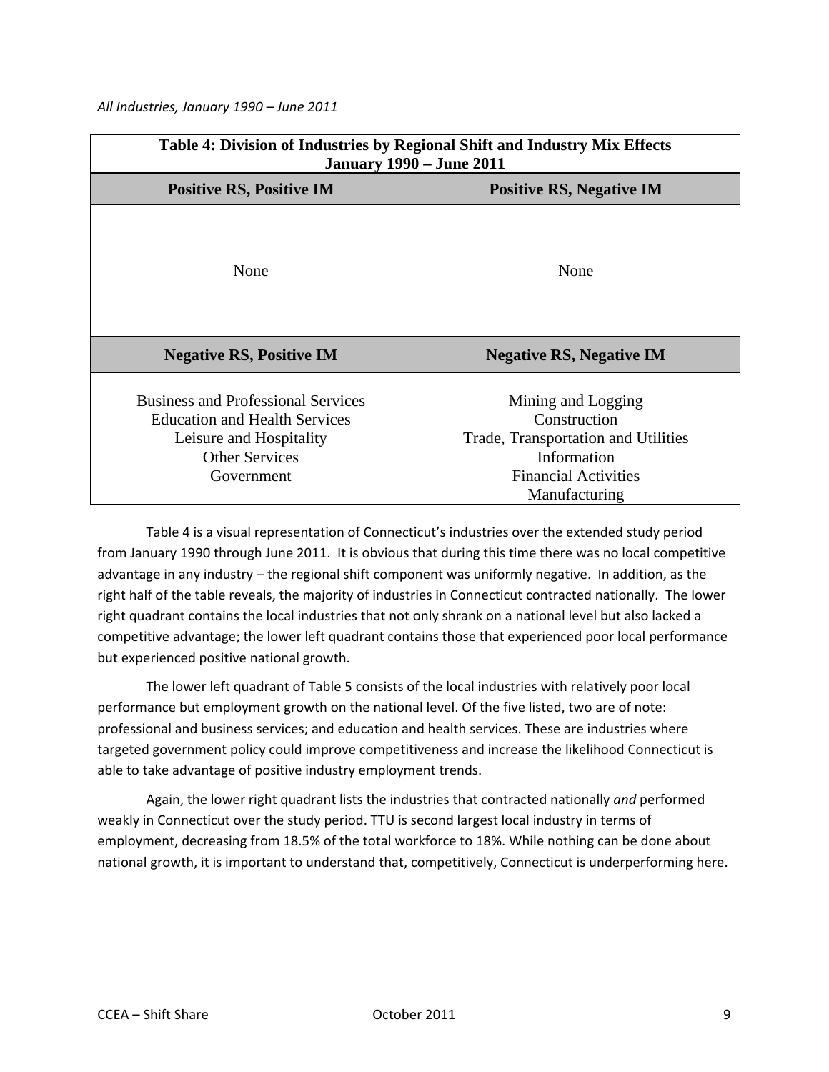*All Industries, January 1990 – June 2011*

| **Table 4: Division of Industries by Regional Shift and Industry Mix Effects January 1990 – June 2011** | |
|---|---|
| **Positive RS, Positive IM** | **Positive RS, Negative IM** |
| None | None |
| **Negative RS, Positive IM** | **Negative RS, Negative IM** |
| Business and Professional Services<br>Education and Health Services<br>Leisure and Hospitality<br>Other Services<br>Government | Mining and Logging<br>Construction<br>Trade, Transportation and Utilities<br>Information<br>Financial Activities<br>Manufacturing |

Table 4 is a visual representation of Connecticut's industries over the extended study period from January 1990 through June 2011. It is obvious that during this time there was no local competitive advantage in any industry – the regional shift component was uniformly negative. In addition, as the right half of the table reveals, the majority of industries in Connecticut contracted nationally. The lower right quadrant contains the local industries that not only shrank on a national level but also lacked a competitive advantage; the lower left quadrant contains those that experienced poor local performance but experienced positive national growth.

The lower left quadrant of Table 5 consists of the local industries with relatively poor local performance but employment growth on the national level. Of the five listed, two are of note: professional and business services; and education and health services. These are industries where targeted government policy could improve competitiveness and increase the likelihood Connecticut is able to take advantage of positive industry employment trends.

Again, the lower right quadrant lists the industries that contracted nationally *and* performed weakly in Connecticut over the study period. TTU is second largest local industry in terms of employment, decreasing from 18.5% of the total workforce to 18%. While nothing can be done about national growth, it is important to understand that, competitively, Connecticut is underperforming here.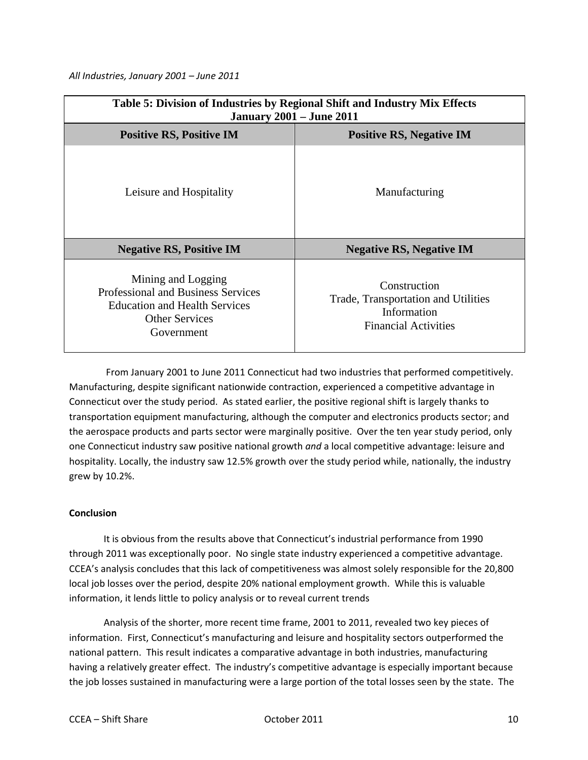*All Industries, January 2001 – June 2011*

| Table 5: Division of Industries by Regional Shift and Industry Mix Effects January 2001 – June 2011 | |
|---|---|
| **Positive RS, Positive IM** | **Positive RS, Negative IM** |
| Leisure and Hospitality | Manufacturing |
| **Negative RS, Positive IM** | **Negative RS, Negative IM** |
| Mining and Logging<br>Professional and Business Services<br>Education and Health Services<br>Other Services<br>Government | Construction<br>Trade, Transportation and Utilities<br>Information<br>Financial Activities |

From January 2001 to June 2011 Connecticut had two industries that performed competitively. Manufacturing, despite significant nationwide contraction, experienced a competitive advantage in Connecticut over the study period. As stated earlier, the positive regional shift is largely thanks to transportation equipment manufacturing, although the computer and electronics products sector; and the aerospace products and parts sector were marginally positive. Over the ten year study period, only one Connecticut industry saw positive national growth *and* a local competitive advantage: leisure and hospitality. Locally, the industry saw 12.5% growth over the study period while, nationally, the industry grew by 10.2%.

**Conclusion**

It is obvious from the results above that Connecticut's industrial performance from 1990 through 2011 was exceptionally poor. No single state industry experienced a competitive advantage. CCEA's analysis concludes that this lack of competitiveness was almost solely responsible for the 20,800 local job losses over the period, despite 20% national employment growth. While this is valuable information, it lends little to policy analysis or to reveal current trends

Analysis of the shorter, more recent time frame, 2001 to 2011, revealed two key pieces of information. First, Connecticut's manufacturing and leisure and hospitality sectors outperformed the national pattern. This result indicates a comparative advantage in both industries, manufacturing having a relatively greater effect. The industry's competitive advantage is especially important because the job losses sustained in manufacturing were a large portion of the total losses seen by the state. The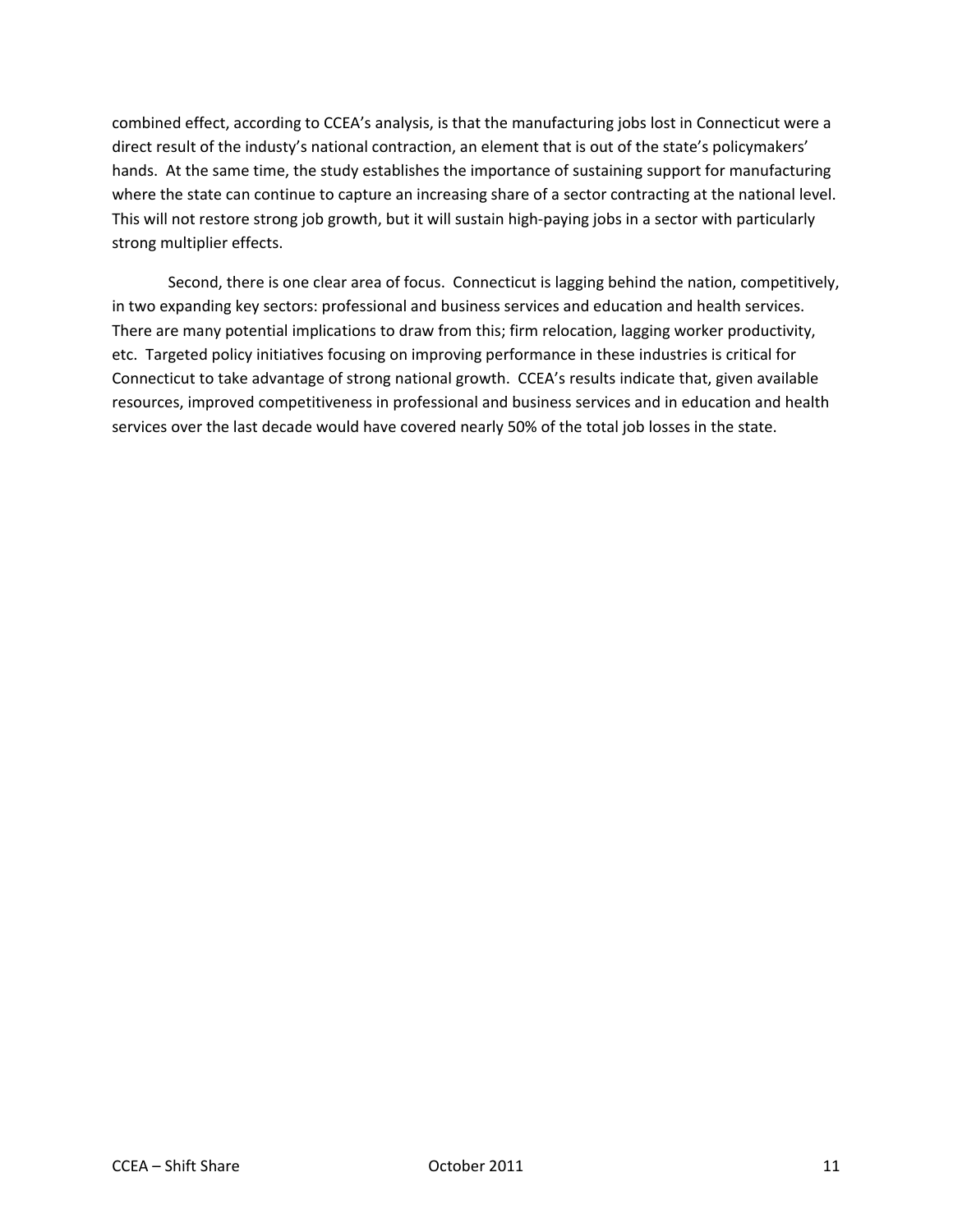combined effect, according to CCEA's analysis, is that the manufacturing jobs lost in Connecticut were a direct result of the industy's national contraction, an element that is out of the state's policymakers' hands. At the same time, the study establishes the importance of sustaining support for manufacturing where the state can continue to capture an increasing share of a sector contracting at the national level. This will not restore strong job growth, but it will sustain high-paying jobs in a sector with particularly strong multiplier effects.

Second, there is one clear area of focus. Connecticut is lagging behind the nation, competitively, in two expanding key sectors: professional and business services and education and health services. There are many potential implications to draw from this; firm relocation, lagging worker productivity, etc. Targeted policy initiatives focusing on improving performance in these industries is critical for Connecticut to take advantage of strong national growth. CCEA's results indicate that, given available resources, improved competitiveness in professional and business services and in education and health services over the last decade would have covered nearly 50% of the total job losses in the state.